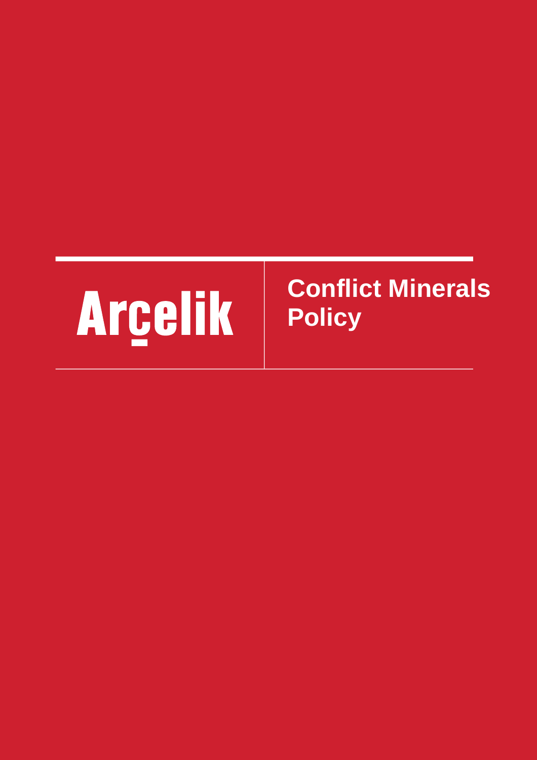Arçelik

# Conflict Minerals Policy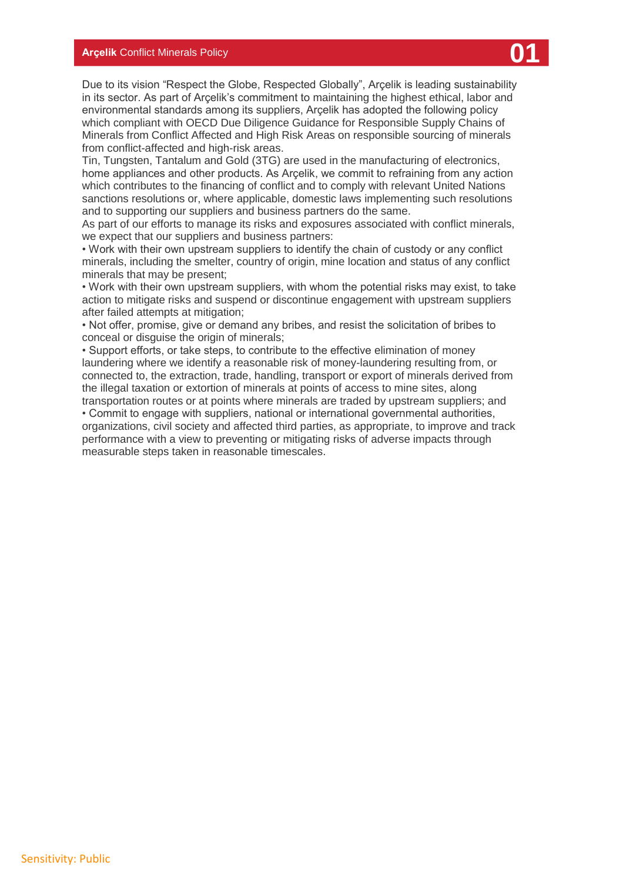Due to its vision "Respect the Globe, Respected Globally", Arçelik is leading sustainability in its sector. As part of Arçelik's commitment to maintaining the highest ethical, labor and environmental standards among its suppliers, Arçelik has adopted the following policy which compliant with OECD Due Diligence Guidance for Responsible Supply Chains of Minerals from Conflict Affected and High Risk Areas on responsible sourcing of minerals from conflict-affected and high-risk areas.

Tin, Tungsten, Tantalum and Gold (3TG) are used in the manufacturing of electronics, home appliances and other products. As Arçelik, we commit to refraining from any action which contributes to the financing of conflict and to comply with relevant United Nations sanctions resolutions or, where applicable, domestic laws implementing such resolutions and to supporting our suppliers and business partners do the same.

As part of our efforts to manage its risks and exposures associated with conflict minerals, we expect that our suppliers and business partners:

- Work with their own upstream suppliers to identify the chain of custody or any conflict minerals, including the smelter, country of origin, mine location and status of any conflict minerals that may be present;
- Work with their own upstream suppliers, with whom the potential risks may exist, to take action to mitigate risks and suspend or discontinue engagement with upstream suppliers after failed attempts at mitigation;
- Not offer, promise, give or demand any bribes, and resist the solicitation of bribes to conceal or disguise the origin of minerals;
- Support efforts, or take steps, to contribute to the effective elimination of money laundering where we identify a reasonable risk of money-laundering resulting from, or connected to, the extraction, trade, handling, transport or export of minerals derived from the illegal taxation or extortion of minerals at points of access to mine sites, along transportation routes or at points where minerals are traded by upstream suppliers; and
- Commit to engage with suppliers, national or international governmental authorities, organizations, civil society and affected third parties, as appropriate, to improve and track performance with a view to preventing or mitigating risks of adverse impacts through measurable steps taken in reasonable timescales.